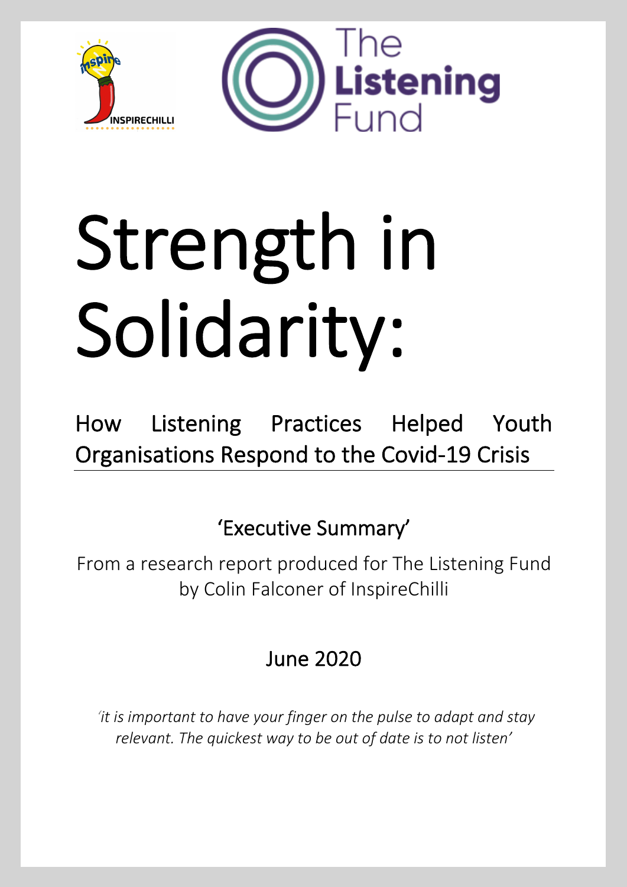# Strength in Solidarity:

## How Listening Practices Helped Youth Organisations Respond to the Covid-19 Crisis

### 'Executive Summary'

From a research report produced for The Listening Fund by Colin Falconer of InspireChilli

### June 2020

*'it is important to have your finger on the pulse to adapt and stay relevant. The quickest way to be out of date is to not listen'*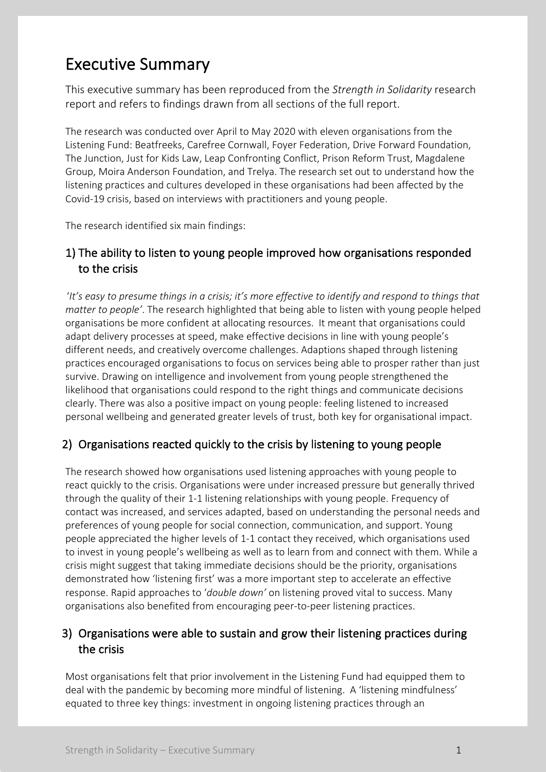# Executive Summary

This executive summary has been reproduced from the *Strength in Solidarity* research report and refers to findings drawn from all sections of the full report.

The research was conducted over April to May 2020 with eleven organisations from the Listening Fund: Beatfreeks, Carefree Cornwall, Foyer Federation, Drive Forward Foundation, The Junction, Just for Kids Law, Leap Confronting Conflict, Prison Reform Trust, Magdalene Group, Moira Anderson Foundation, and Trelya. The research set out to understand how the listening practices and cultures developed in these organisations had been affected by the Covid-19 crisis, based on interviews with practitioners and young people.

The research identified six main findings:

## 1) The ability to listen to young people improved how organisations responded to the crisis

*'It's easy to presume things in a crisis; it's more effective to identify and respond to things that matter to people'*. The research highlighted that being able to listen with young people helped organisations be more confident at allocating resources. It meant that organisations could adapt delivery processes at speed, make effective decisions in line with young people's different needs, and creatively overcome challenges. Adaptions shaped through listening practices encouraged organisations to focus on services being able to prosper rather than just survive. Drawing on intelligence and involvement from young people strengthened the likelihood that organisations could respond to the right things and communicate decisions clearly. There was also a positive impact on young people: feeling listened to increased personal wellbeing and generated greater levels of trust, both key for organisational impact.

## 2) Organisations reacted quickly to the crisis by listening to young people

The research showed how organisations used listening approaches with young people to react quickly to the crisis. Organisations were under increased pressure but generally thrived through the quality of their 1-1 listening relationships with young people. Frequency of contact was increased, and services adapted, based on understanding the personal needs and preferences of young people for social connection, communication, and support. Young people appreciated the higher levels of 1-1 contact they received, which organisations used to invest in young people's wellbeing as well as to learn from and connect with them. While a crisis might suggest that taking immediate decisions should be the priority, organisations demonstrated how 'listening first' was a more important step to accelerate an effective response. Rapid approaches to '*double down*' on listening proved vital to success. Many organisations also benefited from encouraging peer-to-peer listening practices.

## 3) Organisations were able to sustain and grow their listening practices during the crisis

Most organisations felt that prior involvement in the Listening Fund had equipped them to deal with the pandemic by becoming more mindful of listening. A 'listening mindfulness' equated to three key things: investment in ongoing listening practices through an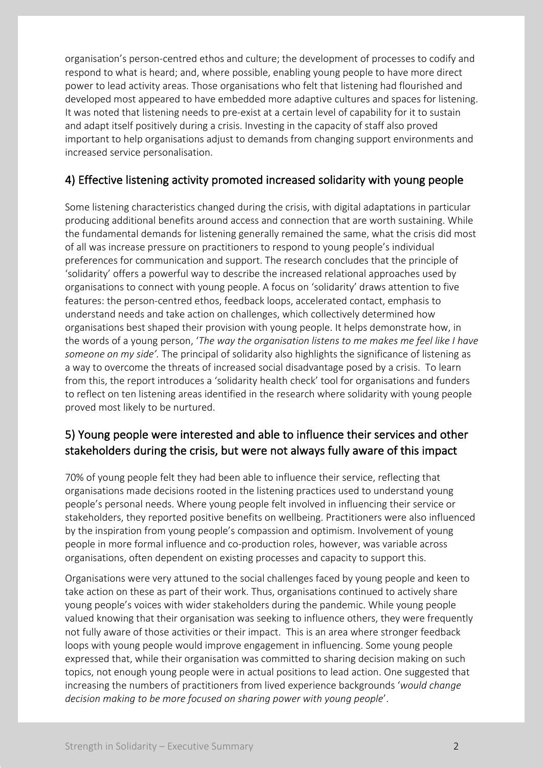organisation's person-centred ethos and culture; the development of processes to codify and respond to what is heard; and, where possible, enabling young people to have more direct power to lead activity areas. Those organisations who felt that listening had flourished and developed most appeared to have embedded more adaptive cultures and spaces for listening. It was noted that listening needs to pre-exist at a certain level of capability for it to sustain and adapt itself positively during a crisis. Investing in the capacity of staff also proved important to help organisations adjust to demands from changing support environments and increased service personalisation.

## 4) Effective listening activity promoted increased solidarity with young people

Some listening characteristics changed during the crisis, with digital adaptations in particular producing additional benefits around access and connection that are worth sustaining. While the fundamental demands for listening generally remained the same, what the crisis did most of all was increase pressure on practitioners to respond to young people's individual preferences for communication and support. The research concludes that the principle of 'solidarity' offers a powerful way to describe the increased relational approaches used by organisations to connect with young people. A focus on 'solidarity' draws attention to five features: the person-centred ethos, feedback loops, accelerated contact, emphasis to understand needs and take action on challenges, which collectively determined how organisations best shaped their provision with young people. It helps demonstrate how, in the words of a young person, '*The way the organisation listens to me makes me feel like I have someone on my side'.* The principal of solidarity also highlights the significance of listening as a way to overcome the threats of increased social disadvantage posed by a crisis. To learn from this, the report introduces a 'solidarity health check' tool for organisations and funders to reflect on ten listening areas identified in the research where solidarity with young people proved most likely to be nurtured.

## 5) Young people were interested and able to influence their services and other stakeholders during the crisis, but were not always fully aware of this impact

70% of young people felt they had been able to influence their service, reflecting that organisations made decisions rooted in the listening practices used to understand young people's personal needs. Where young people felt involved in influencing their service or stakeholders, they reported positive benefits on wellbeing. Practitioners were also influenced by the inspiration from young people's compassion and optimism. Involvement of young people in more formal influence and co-production roles, however, was variable across organisations, often dependent on existing processes and capacity to support this.

Organisations were very attuned to the social challenges faced by young people and keen to take action on these as part of their work. Thus, organisations continued to actively share young people's voices with wider stakeholders during the pandemic. While young people valued knowing that their organisation was seeking to influence others, they were frequently not fully aware of those activities or their impact. This is an area where stronger feedback loops with young people would improve engagement in influencing. Some young people expressed that, while their organisation was committed to sharing decision making on such topics, not enough young people were in actual positions to lead action. One suggested that increasing the numbers of practitioners from lived experience backgrounds '*would change decision making to be more focused on sharing power with young people*'.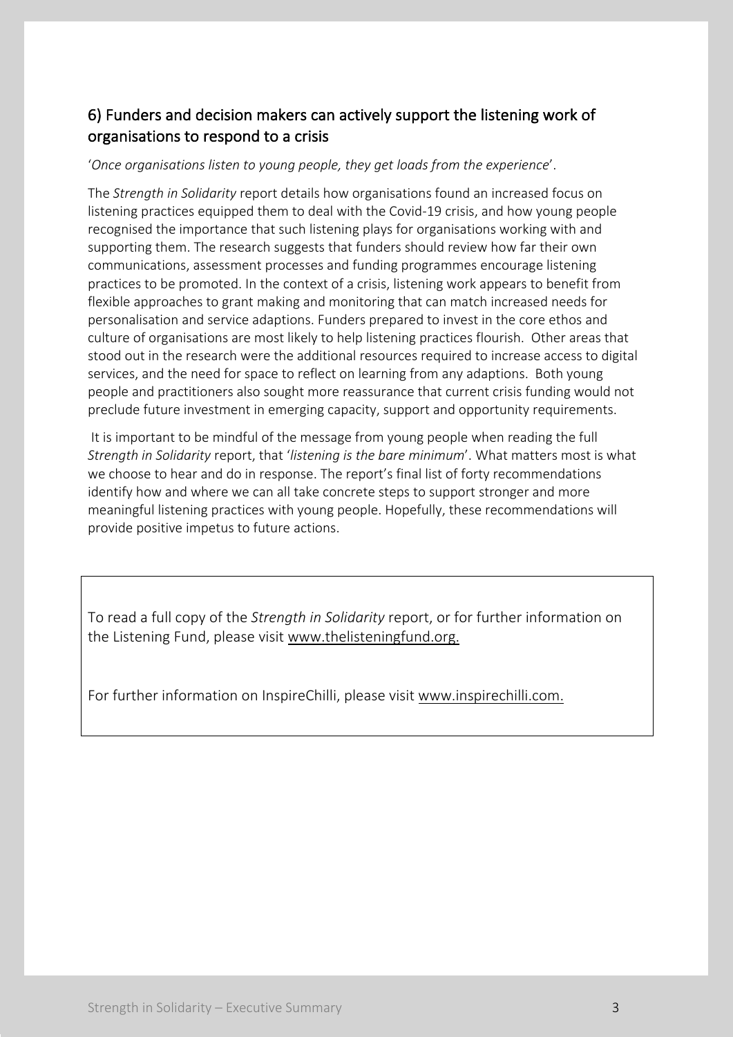## 6) Funders and decision makers can actively support the listening work of organisations to respond to a crisis

'*Once organisations listen to young people, they get loads from the experience*'.

The *Strength in Solidarity* report details how organisations found an increased focus on listening practices equipped them to deal with the Covid-19 crisis, and how young people recognised the importance that such listening plays for organisations working with and supporting them. The research suggests that funders should review how far their own communications, assessment processes and funding programmes encourage listening practices to be promoted. In the context of a crisis, listening work appears to benefit from flexible approaches to grant making and monitoring that can match increased needs for personalisation and service adaptions. Funders prepared to invest in the core ethos and culture of organisations are most likely to help listening practices flourish. Other areas that stood out in the research were the additional resources required to increase access to digital services, and the need for space to reflect on learning from any adaptions. Both young people and practitioners also sought more reassurance that current crisis funding would not preclude future investment in emerging capacity, support and opportunity requirements.

It is important to be mindful of the message from young people when reading the full *Strength in Solidarity* report, that '*listening is the bare minimum*'. What matters most is what we choose to hear and do in response. The report's final list of forty recommendations identify how and where we can all take concrete steps to support stronger and more meaningful listening practices with young people. Hopefully, these recommendations will provide positive impetus to future actions.

To read a full copy of the *Strength in Solidarity* report, or for further information on the Listening Fund, please visit www.thelisteningfund.org.

For further information on InspireChilli, please visit www.inspirechilli.com.